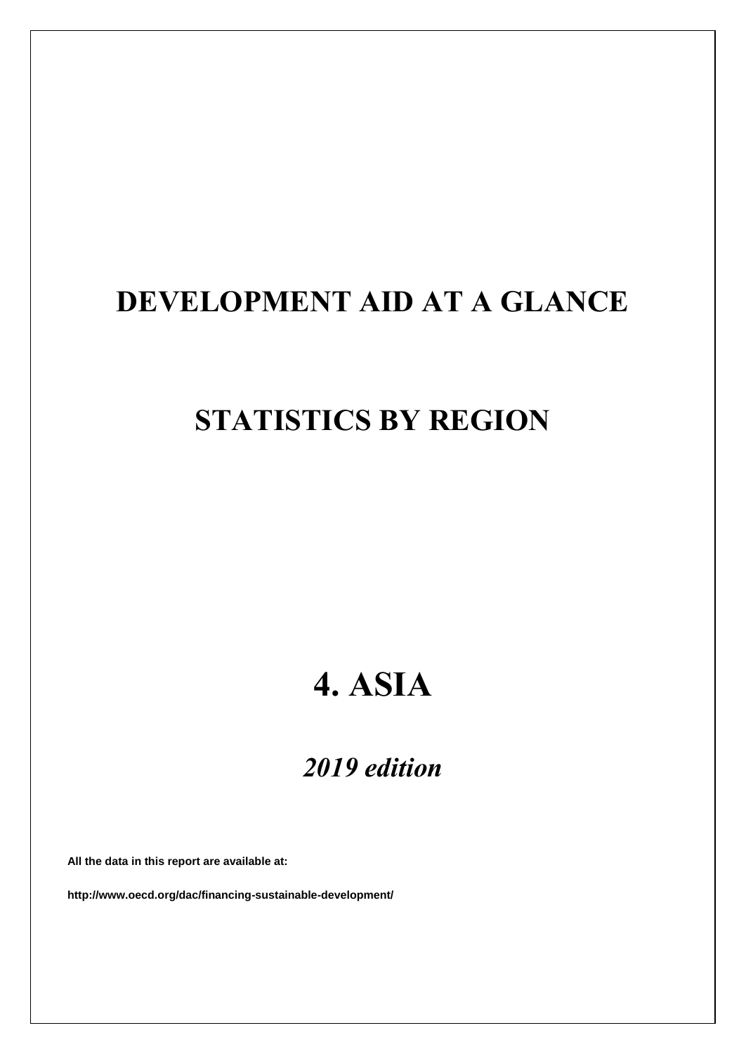# DEVELOPMENT AID AT A GLANCE

# STATISTICS BY REGION

# 4. ASIA

## *2019 edition*

**All the data in this report are available at:**

**http://www.oecd.org/dac/financing-sustainable-development/**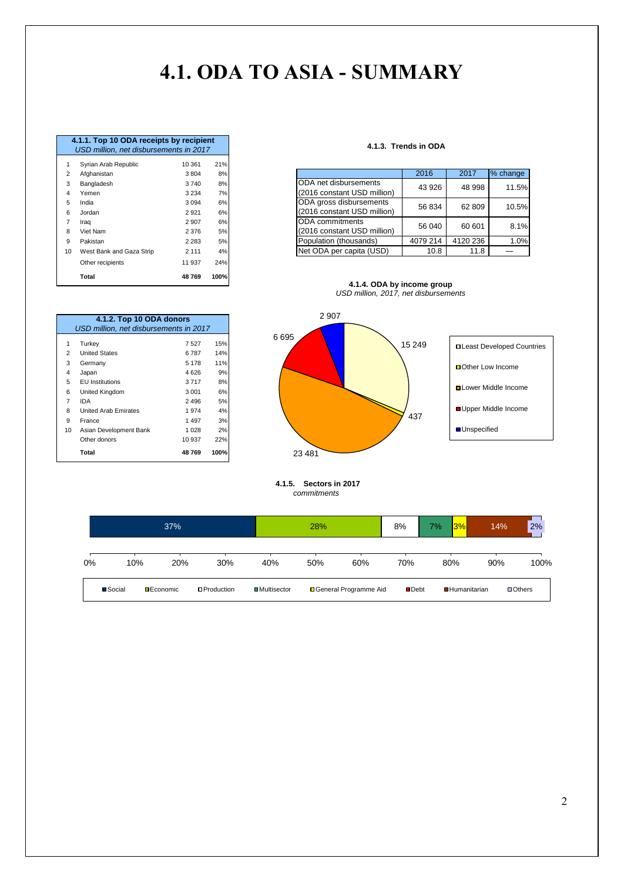# 4.1. ODA TO ASIA - SUMMARY

**4.1.1. Top 10 ODA receipts by recipient**
*USD million, net disbursements in 2017*

| | | | |
|---|---|---|---|
| 1 | Syrian Arab Republic | 10 361 | 21% |
| 2 | Afghanistan | 3 804 | 8% |
| 3 | Bangladesh | 3 740 | 8% |
| 4 | Yemen | 3 234 | 7% |
| 5 | India | 3 094 | 6% |
| 6 | Jordan | 2 921 | 6% |
| 7 | Iraq | 2 907 | 6% |
| 8 | Viet Nam | 2 376 | 5% |
| 9 | Pakistan | 2 283 | 5% |
| 10 | West Bank and Gaza Strip | 2 111 | 4% |
| | Other recipients | 11 937 | 24% |
| | **Total** | **48 769** | **100%** |

**4.1.3. Trends in ODA**

| | 2016 | 2017 | % change |
|---|---|---|---|
| ODA net disbursements (2016 constant USD million) | 43 926 | 48 998 | 11.5% |
| ODA gross disbursements (2016 constant USD million) | 56 834 | 62 809 | 10.5% |
| ODA commitments (2016 constant USD million) | 56 040 | 60 601 | 8.1% |
| Population (thousands) | 4079 214 | 4120 236 | 1.0% |
| Net ODA per capita (USD) | 10.8 | 11.8 | — |

**4.1.2. Top 10 ODA donors**
*USD million, net disbursements in 2017*

| | | | |
|---|---|---|---|
| 1 | Turkey | 7 527 | 15% |
| 2 | United States | 6 787 | 14% |
| 3 | Germany | 5 178 | 11% |
| 4 | Japan | 4 626 | 9% |
| 5 | EU Institutions | 3 717 | 8% |
| 6 | United Kingdom | 3 001 | 6% |
| 7 | IDA | 2 496 | 5% |
| 8 | United Arab Emirates | 1 974 | 4% |
| 9 | France | 1 497 | 3% |
| 10 | Asian Development Bank | 1 028 | 2% |
| | Other donors | 10 937 | 22% |
| | **Total** | **48 769** | **100%** |

**4.1.4. ODA by income group**
*USD million, 2017, net disbursements*

| Income group | USD million |
|---|---|
| Least Developed Countries | 15 249 |
| Other Low Income | 437 |
| Lower Middle Income | 23 481 |
| Upper Middle Income | 6 695 |
| Unspecified | 2 907 |

**4.1.5. Sectors in 2017**
*commitments*

| Social | Economic | Production | Multisector | General Programme Aid | Debt | Humanitarian | Others |
|---|---|---|---|---|---|---|---|
| 37% | 28% | 8% | 7% | 3% | | 14% | 2% |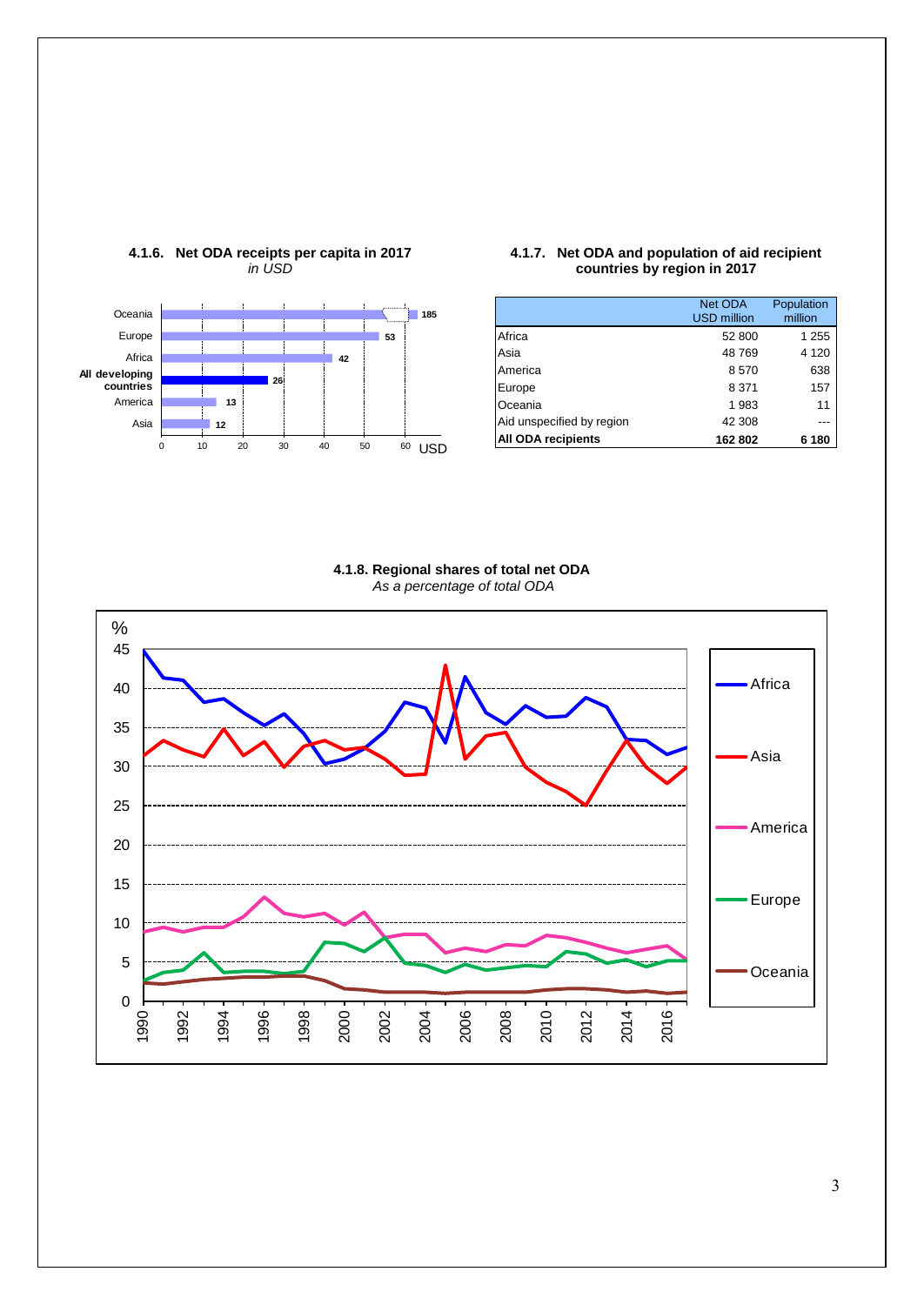#### 4.1.6. Net ODA receipts per capita in 2017

*in USD*

| Region | USD |
|---|---|
| Oceania | 185 |
| Europe | 53 |
| Africa | 42 |
| All developing countries | 26 |
| America | 13 |
| Asia | 12 |

#### 4.1.7. Net ODA and population of aid recipient countries by region in 2017

| | Net ODA USD million | Population million |
|---|---|---|
| Africa | 52 800 | 1 255 |
| Asia | 48 769 | 4 120 |
| America | 8 570 | 638 |
| Europe | 8 371 | 157 |
| Oceania | 1 983 | 11 |
| Aid unspecified by region | 42 308 | --- |
| **All ODA recipients** | **162 802** | **6 180** |

#### 4.1.8. Regional shares of total net ODA

*As a percentage of total ODA*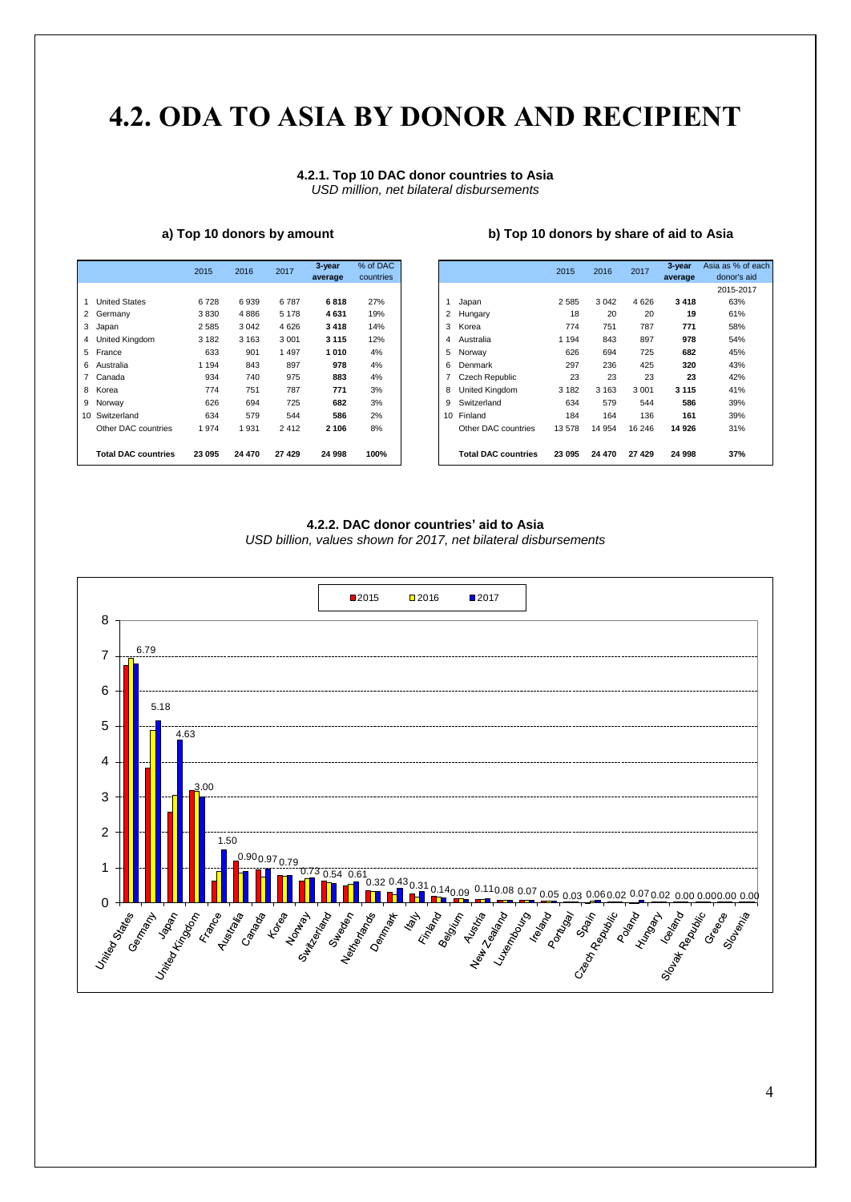# 4.2. ODA TO ASIA BY DONOR AND RECIPIENT

**4.2.1. Top 10 DAC donor countries to Asia**
*USD million, net bilateral disbursements*

### a) Top 10 donors by amount

| | | 2015 | 2016 | 2017 | 3-year average | % of DAC countries |
|---|---|---|---|---|---|---|
| 1 | United States | 6 728 | 6 939 | 6 787 | **6 818** | 27% |
| 2 | Germany | 3 830 | 4 886 | 5 178 | **4 631** | 19% |
| 3 | Japan | 2 585 | 3 042 | 4 626 | **3 418** | 14% |
| 4 | United Kingdom | 3 182 | 3 163 | 3 001 | **3 115** | 12% |
| 5 | France | 633 | 901 | 1 497 | **1 010** | 4% |
| 6 | Australia | 1 194 | 843 | 897 | **978** | 4% |
| 7 | Canada | 934 | 740 | 975 | **883** | 4% |
| 8 | Korea | 774 | 751 | 787 | **771** | 3% |
| 9 | Norway | 626 | 694 | 725 | **682** | 3% |
| 10 | Switzerland | 634 | 579 | 544 | **586** | 2% |
| | Other DAC countries | 1 974 | 1 931 | 2 412 | **2 106** | 8% |
| | **Total DAC countries** | **23 095** | **24 470** | **27 429** | **24 998** | **100%** |

### b) Top 10 donors by share of aid to Asia

| | | 2015 | 2016 | 2017 | 3-year average | Asia as % of each donor's aid 2015-2017 |
|---|---|---|---|---|---|---|
| 1 | Japan | 2 585 | 3 042 | 4 626 | **3 418** | 63% |
| 2 | Hungary | 18 | 20 | 20 | **19** | 61% |
| 3 | Korea | 774 | 751 | 787 | **771** | 58% |
| 4 | Australia | 1 194 | 843 | 897 | **978** | 54% |
| 5 | Norway | 626 | 694 | 725 | **682** | 45% |
| 6 | Denmark | 297 | 236 | 425 | **320** | 43% |
| 7 | Czech Republic | 23 | 23 | 23 | **23** | 42% |
| 8 | United Kingdom | 3 182 | 3 163 | 3 001 | **3 115** | 41% |
| 9 | Switzerland | 634 | 579 | 544 | **586** | 39% |
| 10 | Finland | 184 | 164 | 136 | **161** | 39% |
| | Other DAC countries | 13 578 | 14 954 | 16 246 | **14 926** | 31% |
| | **Total DAC countries** | **23 095** | **24 470** | **27 429** | **24 998** | **37%** |

**4.2.2. DAC donor countries' aid to Asia**
*USD billion, values shown for 2017, net bilateral disbursements*

| Donor | 2017 value |
|---|---|
| United States | 6.79 |
| Germany | 5.18 |
| Japan | 4.63 |
| United Kingdom | 3.00 |
| France | 1.50 |
| Australia | 0.90 |
| Canada | 0.97 |
| Korea | 0.79 |
| Norway | 0.73 |
| Switzerland | 0.54 |
| Sweden | 0.61 |
| Netherlands | 0.32 |
| Denmark | 0.43 |
| Italy | 0.31 |
| Finland | 0.14 |
| Belgium | 0.09 |
| Austria | 0.11 |
| New Zealand | 0.08 |
| Luxembourg | 0.07 |
| Ireland | 0.05 |
| Portugal | 0.03 |
| Spain | 0.06 |
| Czech Republic | 0.02 |
| Poland | 0.07 |
| Hungary | 0.02 |
| Iceland | 0.00 |
| Slovak Republic | 0.00 |
| Greece | 0.00 |
| Slovenia | 0.00 |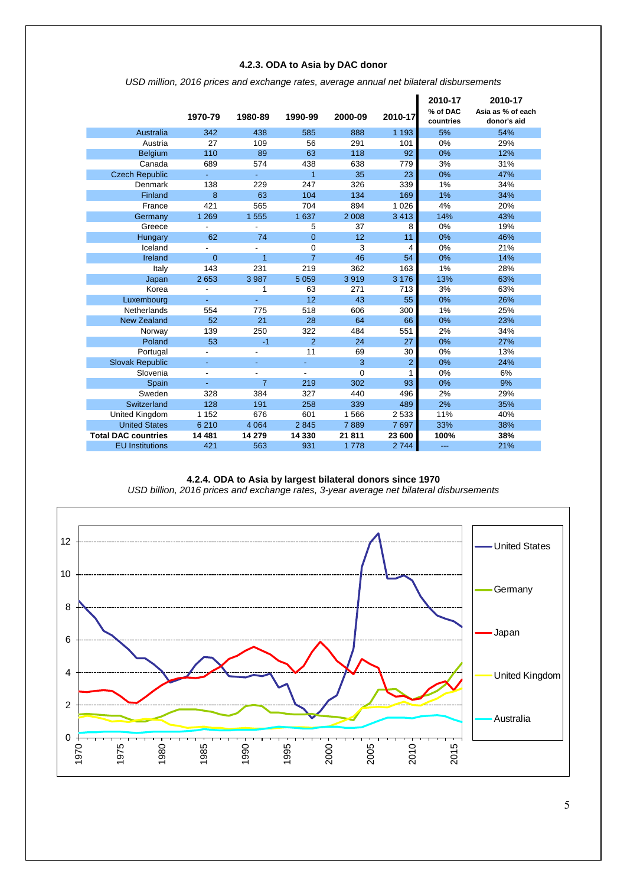### 4.2.3. ODA to Asia by DAC donor

*USD million, 2016 prices and exchange rates, average annual net bilateral disbursements*

| | 1970-79 | 1980-89 | 1990-99 | 2000-09 | 2010-17 | 2010-17 % of DAC countries | 2010-17 Asia as % of each donor's aid |
|---|---|---|---|---|---|---|---|
| Australia | 342 | 438 | 585 | 888 | 1 193 | 5% | 54% |
| Austria | 27 | 109 | 56 | 291 | 101 | 0% | 29% |
| Belgium | 110 | 89 | 63 | 118 | 92 | 0% | 12% |
| Canada | 689 | 574 | 438 | 638 | 779 | 3% | 31% |
| Czech Republic | - | - | 1 | 35 | 23 | 0% | 47% |
| Denmark | 138 | 229 | 247 | 326 | 339 | 1% | 34% |
| Finland | 8 | 63 | 104 | 134 | 169 | 1% | 34% |
| France | 421 | 565 | 704 | 894 | 1 026 | 4% | 20% |
| Germany | 1 269 | 1 555 | 1 637 | 2 008 | 3 413 | 14% | 43% |
| Greece | - | - | 5 | 37 | 8 | 0% | 19% |
| Hungary | 62 | 74 | 0 | 12 | 11 | 0% | 46% |
| Iceland | - | - | 0 | 3 | 4 | 0% | 21% |
| Ireland | 0 | 1 | 7 | 46 | 54 | 0% | 14% |
| Italy | 143 | 231 | 219 | 362 | 163 | 1% | 28% |
| Japan | 2 653 | 3 987 | 5 059 | 3 919 | 3 176 | 13% | 63% |
| Korea | - | 1 | 63 | 271 | 713 | 3% | 63% |
| Luxembourg | - | - | 12 | 43 | 55 | 0% | 26% |
| Netherlands | 554 | 775 | 518 | 606 | 300 | 1% | 25% |
| New Zealand | 52 | 21 | 28 | 64 | 66 | 0% | 23% |
| Norway | 139 | 250 | 322 | 484 | 551 | 2% | 34% |
| Poland | 53 | -1 | 2 | 24 | 27 | 0% | 27% |
| Portugal | - | - | 11 | 69 | 30 | 0% | 13% |
| Slovak Republic | - | - | - | 3 | 2 | 0% | 24% |
| Slovenia | - | - | - | 0 | 1 | 0% | 6% |
| Spain | - | 7 | 219 | 302 | 93 | 0% | 9% |
| Sweden | 328 | 384 | 327 | 440 | 496 | 2% | 29% |
| Switzerland | 128 | 191 | 258 | 339 | 489 | 2% | 35% |
| United Kingdom | 1 152 | 676 | 601 | 1 566 | 2 533 | 11% | 40% |
| United States | 6 210 | 4 064 | 2 845 | 7 889 | 7 697 | 33% | 38% |
| **Total DAC countries** | **14 481** | **14 279** | **14 330** | **21 811** | **23 600** | **100%** | **38%** |
| EU Institutions | 421 | 563 | 931 | 1 778 | 2 744 | --- | 21% |

### 4.2.4. ODA to Asia by largest bilateral donors since 1970

*USD billion, 2016 prices and exchange rates, 3-year average net bilateral disbursements*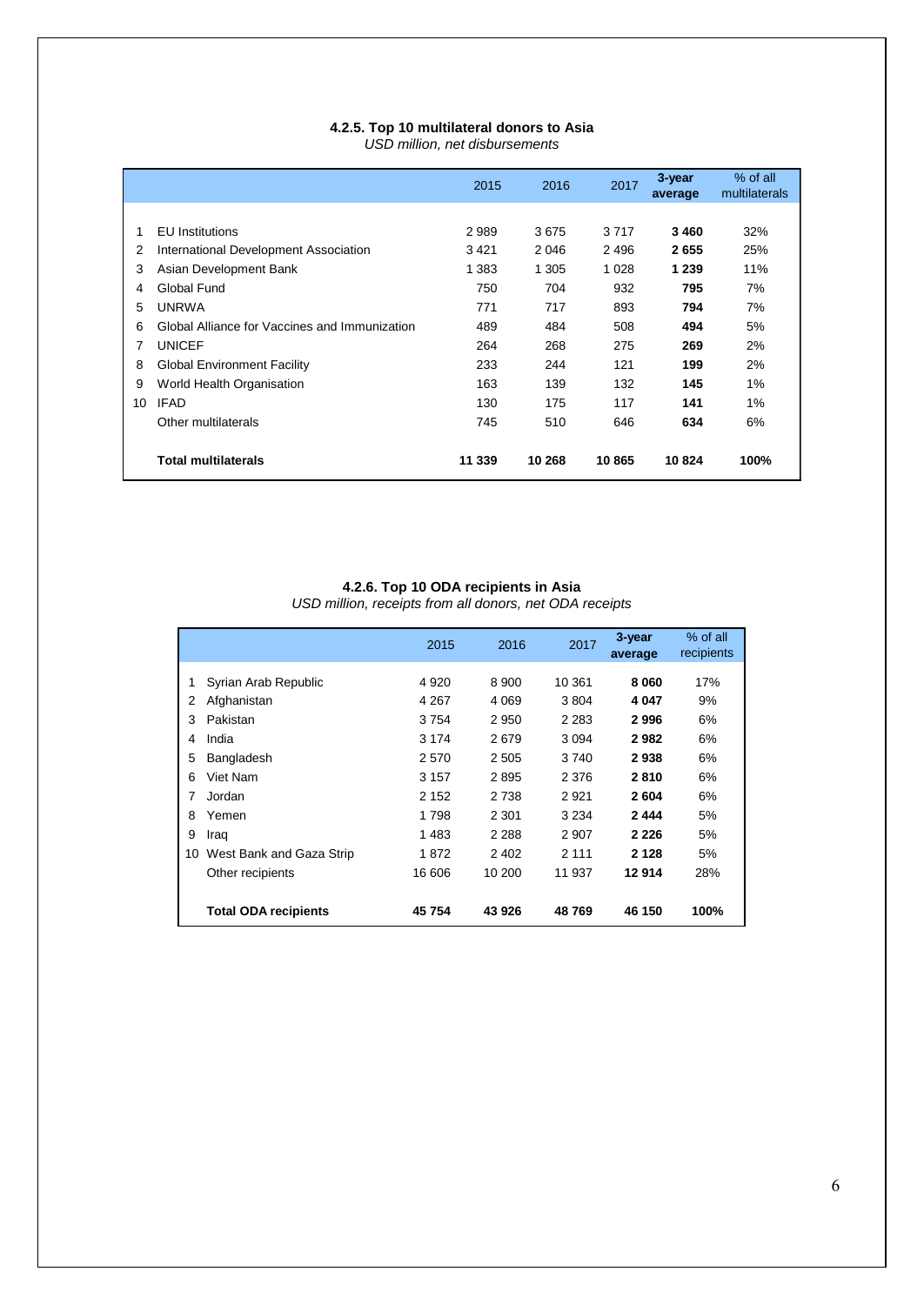### 4.2.5. Top 10 multilateral donors to Asia

*USD million, net disbursements*

| | | 2015 | 2016 | 2017 | 3-year average | % of all multilaterals |
|---|---|---|---|---|---|---|
| 1 | EU Institutions | 2 989 | 3 675 | 3 717 | **3 460** | 32% |
| 2 | International Development Association | 3 421 | 2 046 | 2 496 | **2 655** | 25% |
| 3 | Asian Development Bank | 1 383 | 1 305 | 1 028 | **1 239** | 11% |
| 4 | Global Fund | 750 | 704 | 932 | **795** | 7% |
| 5 | UNRWA | 771 | 717 | 893 | **794** | 7% |
| 6 | Global Alliance for Vaccines and Immunization | 489 | 484 | 508 | **494** | 5% |
| 7 | UNICEF | 264 | 268 | 275 | **269** | 2% |
| 8 | Global Environment Facility | 233 | 244 | 121 | **199** | 2% |
| 9 | World Health Organisation | 163 | 139 | 132 | **145** | 1% |
| 10 | IFAD | 130 | 175 | 117 | **141** | 1% |
| | Other multilaterals | 745 | 510 | 646 | **634** | 6% |
| | **Total multilaterals** | **11 339** | **10 268** | **10 865** | **10 824** | **100%** |

### 4.2.6. Top 10 ODA recipients in Asia

*USD million, receipts from all donors, net ODA receipts*

| | | 2015 | 2016 | 2017 | 3-year average | % of all recipients |
|---|---|---|---|---|---|---|
| 1 | Syrian Arab Republic | 4 920 | 8 900 | 10 361 | **8 060** | 17% |
| 2 | Afghanistan | 4 267 | 4 069 | 3 804 | **4 047** | 9% |
| 3 | Pakistan | 3 754 | 2 950 | 2 283 | **2 996** | 6% |
| 4 | India | 3 174 | 2 679 | 3 094 | **2 982** | 6% |
| 5 | Bangladesh | 2 570 | 2 505 | 3 740 | **2 938** | 6% |
| 6 | Viet Nam | 3 157 | 2 895 | 2 376 | **2 810** | 6% |
| 7 | Jordan | 2 152 | 2 738 | 2 921 | **2 604** | 6% |
| 8 | Yemen | 1 798 | 2 301 | 3 234 | **2 444** | 5% |
| 9 | Iraq | 1 483 | 2 288 | 2 907 | **2 226** | 5% |
| 10 | West Bank and Gaza Strip | 1 872 | 2 402 | 2 111 | **2 128** | 5% |
| | Other recipients | 16 606 | 10 200 | 11 937 | **12 914** | 28% |
| | **Total ODA recipients** | **45 754** | **43 926** | **48 769** | **46 150** | **100%** |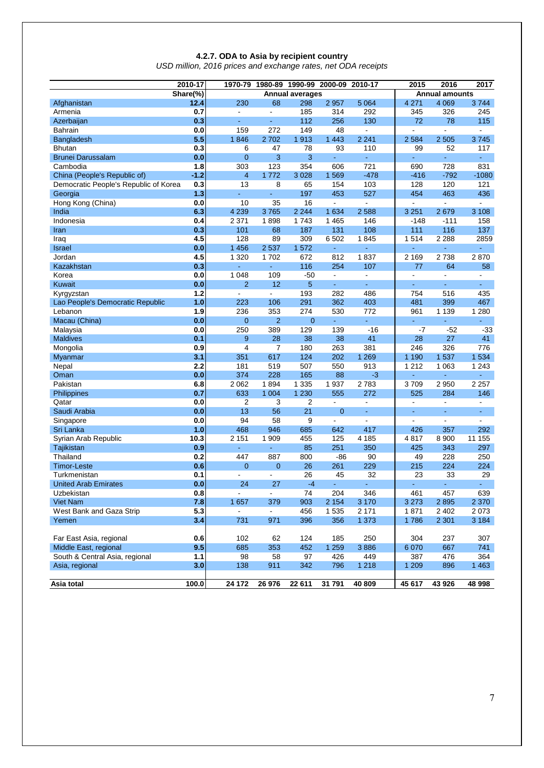### 4.2.7. ODA to Asia by recipient country

*USD million, 2016 prices and exchange rates, net ODA receipts*

| | 2010-17 | 1970-79 | 1980-89 | 1990-99 | 2000-09 | 2010-17 | 2015 | 2016 | 2017 |
|---|---|---|---|---|---|---|---|---|---|
| | Share(%) | Annual averages | | | | | Annual amounts | | |
| Afghanistan | 12.4 | 230 | 68 | 298 | 2 957 | 5 064 | 4 271 | 4 069 | 3 744 |
| Armenia | 0.7 | - | - | 185 | 314 | 292 | 345 | 326 | 245 |
| Azerbaijan | 0.3 | - | - | 112 | 256 | 130 | 72 | 78 | 115 |
| Bahrain | 0.0 | 159 | 272 | 149 | 48 | - | - | - | - |
| Bangladesh | 5.5 | 1 846 | 2 702 | 1 913 | 1 443 | 2 241 | 2 584 | 2 505 | 3 745 |
| Bhutan | 0.3 | 6 | 47 | 78 | 93 | 110 | 99 | 52 | 117 |
| Brunei Darussalam | 0.0 | 0 | 3 | 3 | - | - | - | - | - |
| Cambodia | 1.8 | 303 | 123 | 354 | 606 | 721 | 690 | 728 | 831 |
| China (People's Republic of) | -1.2 | 4 | 1 772 | 3 028 | 1 569 | -478 | -416 | -792 | -1080 |
| Democratic People's Republic of Korea | 0.3 | 13 | 8 | 65 | 154 | 103 | 128 | 120 | 121 |
| Georgia | 1.3 | - | - | 197 | 453 | 527 | 454 | 463 | 436 |
| Hong Kong (China) | 0.0 | 10 | 35 | 16 | - | - | - | - | - |
| India | 6.3 | 4 239 | 3 765 | 2 244 | 1 634 | 2 588 | 3 251 | 2 679 | 3 108 |
| Indonesia | 0.4 | 2 371 | 1 898 | 1 743 | 1 465 | 146 | -148 | -111 | 158 |
| Iran | 0.3 | 101 | 68 | 187 | 131 | 108 | 111 | 116 | 137 |
| Iraq | 4.5 | 128 | 89 | 309 | 6 502 | 1 845 | 1 514 | 2 288 | 2859 |
| Israel | 0.0 | 1 456 | 2 537 | 1 572 | - | - | - | - | - |
| Jordan | 4.5 | 1 320 | 1 702 | 672 | 812 | 1 837 | 2 169 | 2 738 | 2 870 |
| Kazakhstan | 0.3 | - | - | 116 | 254 | 107 | 77 | 64 | 58 |
| Korea | 0.0 | 1 048 | 109 | -50 | - | - | - | - | - |
| Kuwait | 0.0 | 2 | 12 | 5 | - | - | - | - | - |
| Kyrgyzstan | 1.2 | - | - | 193 | 282 | 486 | 754 | 516 | 435 |
| Lao People's Democratic Republic | 1.0 | 223 | 106 | 291 | 362 | 403 | 481 | 399 | 467 |
| Lebanon | 1.9 | 236 | 353 | 274 | 530 | 772 | 961 | 1 139 | 1 280 |
| Macau (China) | 0.0 | 0 | 2 | 0 | - | - | - | - | - |
| Malaysia | 0.0 | 250 | 389 | 129 | 139 | -16 | -7 | -52 | -33 |
| Maldives | 0.1 | 9 | 28 | 38 | 38 | 41 | 28 | 27 | 41 |
| Mongolia | 0.9 | 4 | 7 | 180 | 263 | 381 | 246 | 326 | 776 |
| Myanmar | 3.1 | 351 | 617 | 124 | 202 | 1 269 | 1 190 | 1 537 | 1 534 |
| Nepal | 2.2 | 181 | 519 | 507 | 550 | 913 | 1 212 | 1 063 | 1 243 |
| Oman | 0.0 | 374 | 228 | 165 | 88 | -3 | - | - | - |
| Pakistan | 6.8 | 2 062 | 1 894 | 1 335 | 1 937 | 2 783 | 3 709 | 2 950 | 2 257 |
| Philippines | 0.7 | 633 | 1 004 | 1 230 | 555 | 272 | 525 | 284 | 146 |
| Qatar | 0.0 | 2 | 3 | 2 | - | - | - | - | - |
| Saudi Arabia | 0.0 | 13 | 56 | 21 | 0 | - | - | - | - |
| Singapore | 0.0 | 94 | 58 | 9 | - | - | - | - | - |
| Sri Lanka | 1.0 | 468 | 946 | 685 | 642 | 417 | 426 | 357 | 292 |
| Syrian Arab Republic | 10.3 | 2 151 | 1 909 | 455 | 125 | 4 185 | 4 817 | 8 900 | 11 155 |
| Tajikistan | 0.9 | - | - | 85 | 251 | 350 | 425 | 343 | 297 |
| Thailand | 0.2 | 447 | 887 | 800 | -86 | 90 | 49 | 228 | 250 |
| Timor-Leste | 0.6 | 0 | 0 | 26 | 261 | 229 | 215 | 224 | 224 |
| Turkmenistan | 0.1 | - | - | 26 | 45 | 32 | 23 | 33 | 29 |
| United Arab Emirates | 0.0 | 24 | 27 | -4 | - | - | - | - | - |
| Uzbekistan | 0.8 | - | - | 74 | 204 | 346 | 461 | 457 | 639 |
| Viet Nam | 7.8 | 1 657 | 379 | 903 | 2 154 | 3 170 | 3 273 | 2 895 | 2 370 |
| West Bank and Gaza Strip | 5.3 | - | - | 456 | 1 535 | 2 171 | 1 871 | 2 402 | 2 073 |
| Yemen | 3.4 | 731 | 971 | 396 | 356 | 1 373 | 1 786 | 2 301 | 3 184 |
| Far East Asia, regional | 0.6 | 102 | 62 | 124 | 185 | 250 | 304 | 237 | 307 |
| Middle East, regional | 9.5 | 685 | 353 | 452 | 1 259 | 3 886 | 6 070 | 667 | 741 |
| South & Central Asia, regional | 1.1 | 98 | 58 | 97 | 426 | 449 | 387 | 476 | 364 |
| Asia, regional | 3.0 | 138 | 911 | 342 | 796 | 1 218 | 1 209 | 896 | 1 463 |
| **Asia total** | **100.0** | **24 172** | **26 976** | **22 611** | **31 791** | **40 809** | **45 617** | **43 926** | **48 998** |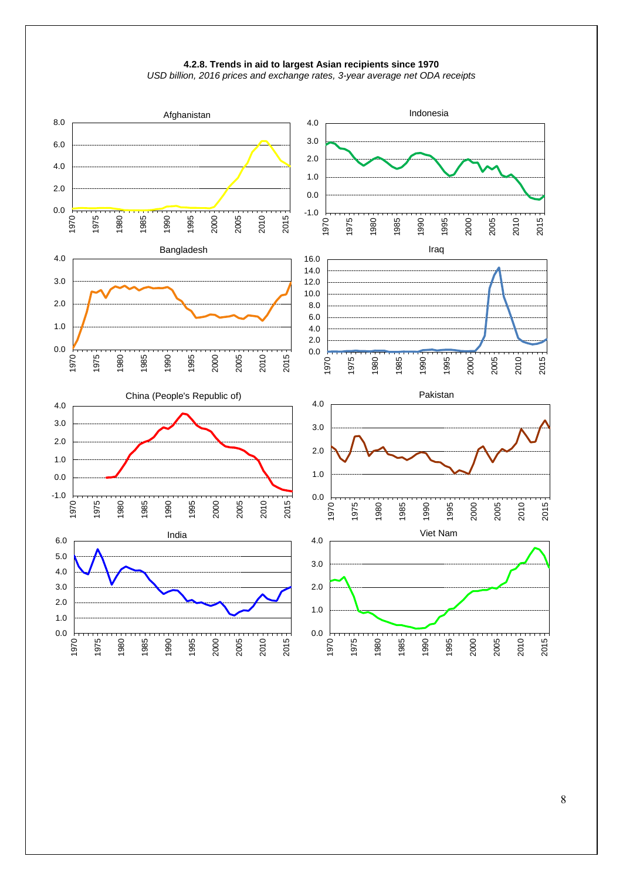**4.2.8. Trends in aid to largest Asian recipients since 1970**

*USD billion, 2016 prices and exchange rates, 3-year average net ODA receipts*

Afghanistan

Indonesia

Bangladesh

Iraq

China (People's Republic of)

Pakistan

India

Viet Nam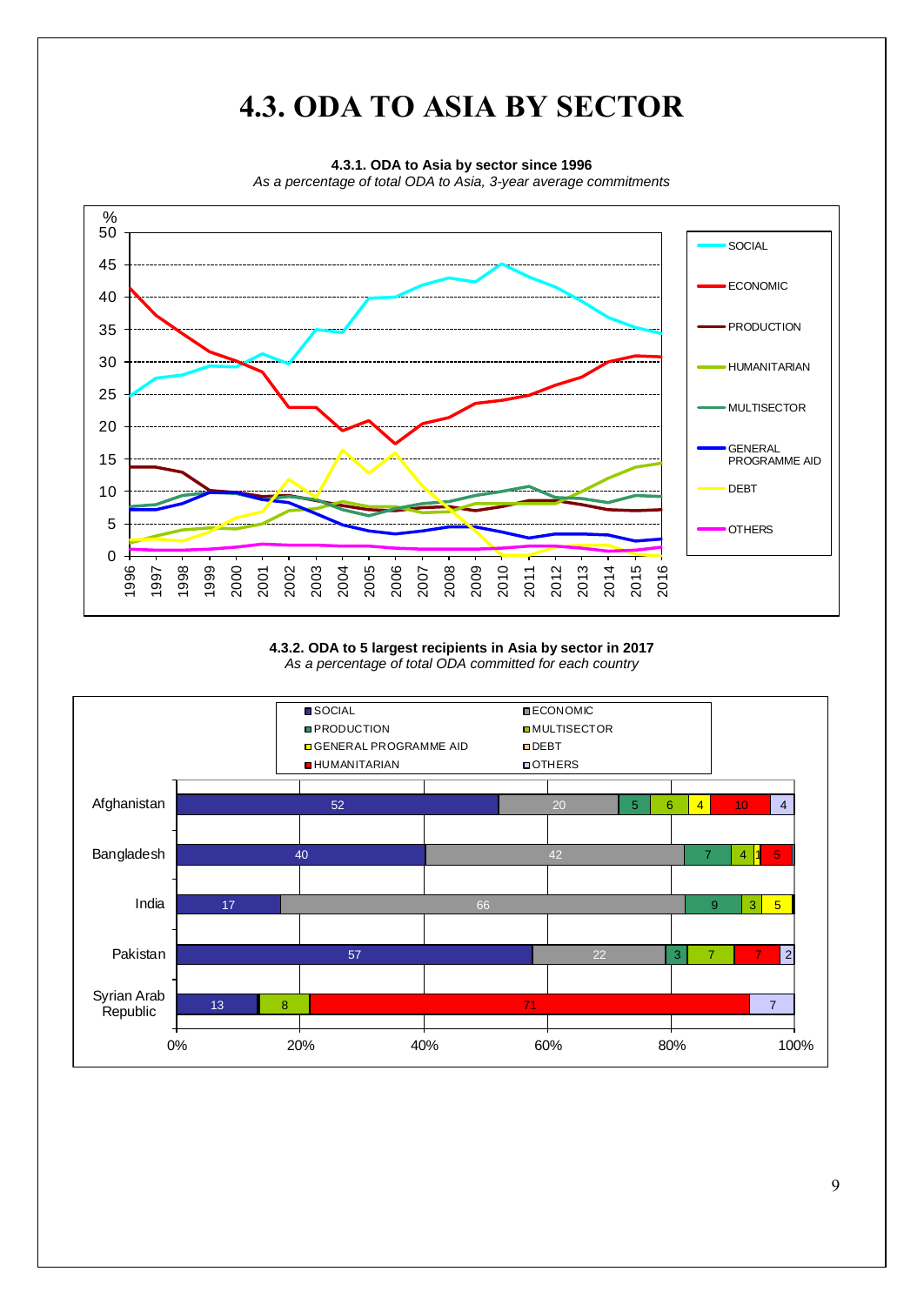# 4.3. ODA TO ASIA BY SECTOR

**4.3.1. ODA to Asia by sector since 1996**

*As a percentage of total ODA to Asia, 3-year average commitments*

**4.3.2. ODA to 5 largest recipients in Asia by sector in 2017**

*As a percentage of total ODA committed for each country*

| | SOCIAL | ECONOMIC | PRODUCTION | MULTISECTOR | GENERAL PROGRAMME AID | DEBT | HUMANITARIAN | OTHERS |
|---|---|---|---|---|---|---|---|---|
| Afghanistan | 52 | 20 | 5 | 6 | 4 | | 10 | 4 |
| Bangladesh | 40 | 42 | 7 | 4 | 1 | | 5 | |
| India | 17 | 66 | 9 | 3 | 5 | | | |
| Pakistan | 57 | 22 | 3 | 7 | | | 7 | 2 |
| Syrian Arab Republic | 13 | | | 8 | | | 71 | 7 |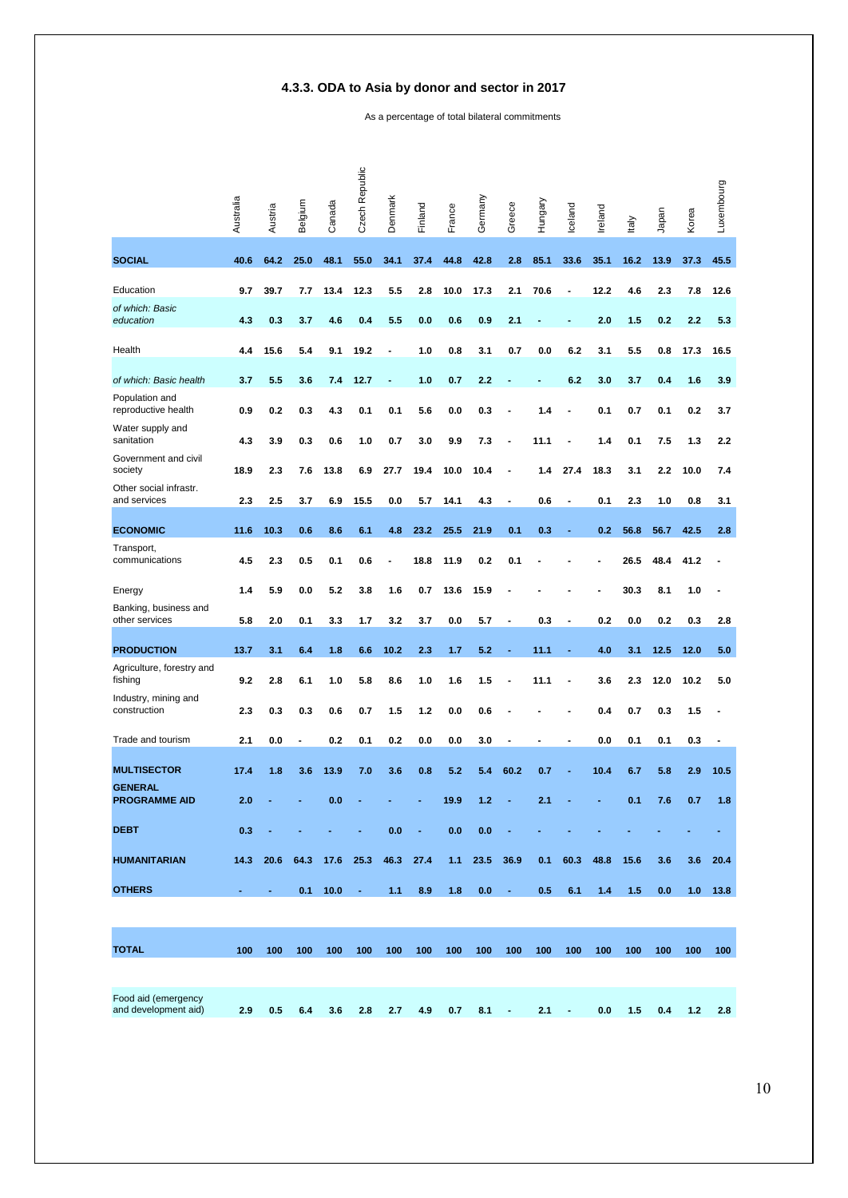### 4.3.3. ODA to Asia by donor and sector in 2017

As a percentage of total bilateral commitments

| | Australia | Austria | Belgium | Canada | Czech Republic | Denmark | Finland | France | Germany | Greece | Hungary | Iceland | Ireland | Italy | Japan | Korea | Luxembourg |
|---|---|---|---|---|---|---|---|---|---|---|---|---|---|---|---|---|---|
| **SOCIAL** | **40.6** | **64.2** | **25.0** | **48.1** | **55.0** | **34.1** | **37.4** | **44.8** | **42.8** | **2.8** | **85.1** | **33.6** | **35.1** | **16.2** | **13.9** | **37.3** | **45.5** |
| Education | 9.7 | 39.7 | 7.7 | 13.4 | 12.3 | 5.5 | 2.8 | 10.0 | 17.3 | 2.1 | 70.6 | - | 12.2 | 4.6 | 2.3 | 7.8 | 12.6 |
| *of which: Basic education* | 4.3 | 0.3 | 3.7 | 4.6 | 0.4 | 5.5 | 0.0 | 0.6 | 0.9 | 2.1 | - | - | 2.0 | 1.5 | 0.2 | 2.2 | 5.3 |
| Health | 4.4 | 15.6 | 5.4 | 9.1 | 19.2 | - | 1.0 | 0.8 | 3.1 | 0.7 | 0.0 | 6.2 | 3.1 | 5.5 | 0.8 | 17.3 | 16.5 |
| *of which: Basic health* | 3.7 | 5.5 | 3.6 | 7.4 | 12.7 | - | 1.0 | 0.7 | 2.2 | - | - | 6.2 | 3.0 | 3.7 | 0.4 | 1.6 | 3.9 |
| Population and reproductive health | 0.9 | 0.2 | 0.3 | 4.3 | 0.1 | 0.1 | 5.6 | 0.0 | 0.3 | - | 1.4 | - | 0.1 | 0.7 | 0.1 | 0.2 | 3.7 |
| Water supply and sanitation | 4.3 | 3.9 | 0.3 | 0.6 | 1.0 | 0.7 | 3.0 | 9.9 | 7.3 | - | 11.1 | - | 1.4 | 0.1 | 7.5 | 1.3 | 2.2 |
| Government and civil society | 18.9 | 2.3 | 7.6 | 13.8 | 6.9 | 27.7 | 19.4 | 10.0 | 10.4 | - | 1.4 | 27.4 | 18.3 | 3.1 | 2.2 | 10.0 | 7.4 |
| Other social infrastr. and services | 2.3 | 2.5 | 3.7 | 6.9 | 15.5 | 0.0 | 5.7 | 14.1 | 4.3 | - | 0.6 | - | 0.1 | 2.3 | 1.0 | 0.8 | 3.1 |
| **ECONOMIC** | **11.6** | **10.3** | **0.6** | **8.6** | **6.1** | **4.8** | **23.2** | **25.5** | **21.9** | **0.1** | **0.3** | **-** | **0.2** | **56.8** | **56.7** | **42.5** | **2.8** |
| Transport, communications | 4.5 | 2.3 | 0.5 | 0.1 | 0.6 | - | 18.8 | 11.9 | 0.2 | 0.1 | - | - | - | 26.5 | 48.4 | 41.2 | - |
| Energy | 1.4 | 5.9 | 0.0 | 5.2 | 3.8 | 1.6 | 0.7 | 13.6 | 15.9 | - | - | - | - | 30.3 | 8.1 | 1.0 | - |
| Banking, business and other services | 5.8 | 2.0 | 0.1 | 3.3 | 1.7 | 3.2 | 3.7 | 0.0 | 5.7 | - | 0.3 | - | 0.2 | 0.0 | 0.2 | 0.3 | 2.8 |
| **PRODUCTION** | **13.7** | **3.1** | **6.4** | **1.8** | **6.6** | **10.2** | **2.3** | **1.7** | **5.2** | **-** | **11.1** | **-** | **4.0** | **3.1** | **12.5** | **12.0** | **5.0** |
| Agriculture, forestry and fishing | 9.2 | 2.8 | 6.1 | 1.0 | 5.8 | 8.6 | 1.0 | 1.6 | 1.5 | - | 11.1 | - | 3.6 | 2.3 | 12.0 | 10.2 | 5.0 |
| Industry, mining and construction | 2.3 | 0.3 | 0.3 | 0.6 | 0.7 | 1.5 | 1.2 | 0.0 | 0.6 | - | - | - | 0.4 | 0.7 | 0.3 | 1.5 | - |
| Trade and tourism | 2.1 | 0.0 | - | 0.2 | 0.1 | 0.2 | 0.0 | 0.0 | 3.0 | - | - | - | 0.0 | 0.1 | 0.1 | 0.3 | - |
| **MULTISECTOR** | **17.4** | **1.8** | **3.6** | **13.9** | **7.0** | **3.6** | **0.8** | **5.2** | **5.4** | **60.2** | **0.7** | **-** | **10.4** | **6.7** | **5.8** | **2.9** | **10.5** |
| **GENERAL PROGRAMME AID** | **2.0** | **-** | **-** | **0.0** | **-** | **-** | **-** | **19.9** | **1.2** | **-** | **2.1** | **-** | **-** | **0.1** | **7.6** | **0.7** | **1.8** |
| **DEBT** | **0.3** | **-** | **-** | **-** | **-** | **0.0** | **-** | **0.0** | **0.0** | **-** | **-** | **-** | **-** | **-** | **-** | **-** | **-** |
| **HUMANITARIAN** | **14.3** | **20.6** | **64.3** | **17.6** | **25.3** | **46.3** | **27.4** | **1.1** | **23.5** | **36.9** | **0.1** | **60.3** | **48.8** | **15.6** | **3.6** | **3.6** | **20.4** |
| **OTHERS** | **-** | **-** | **0.1** | **10.0** | **-** | **1.1** | **8.9** | **1.8** | **0.0** | **-** | **0.5** | **6.1** | **1.4** | **1.5** | **0.0** | **1.0** | **13.8** |
| **TOTAL** | **100** | **100** | **100** | **100** | **100** | **100** | **100** | **100** | **100** | **100** | **100** | **100** | **100** | **100** | **100** | **100** | **100** |
| Food aid (emergency and development aid) | 2.9 | 0.5 | 6.4 | 3.6 | 2.8 | 2.7 | 4.9 | 0.7 | 8.1 | - | 2.1 | - | 0.0 | 1.5 | 0.4 | 1.2 | 2.8 |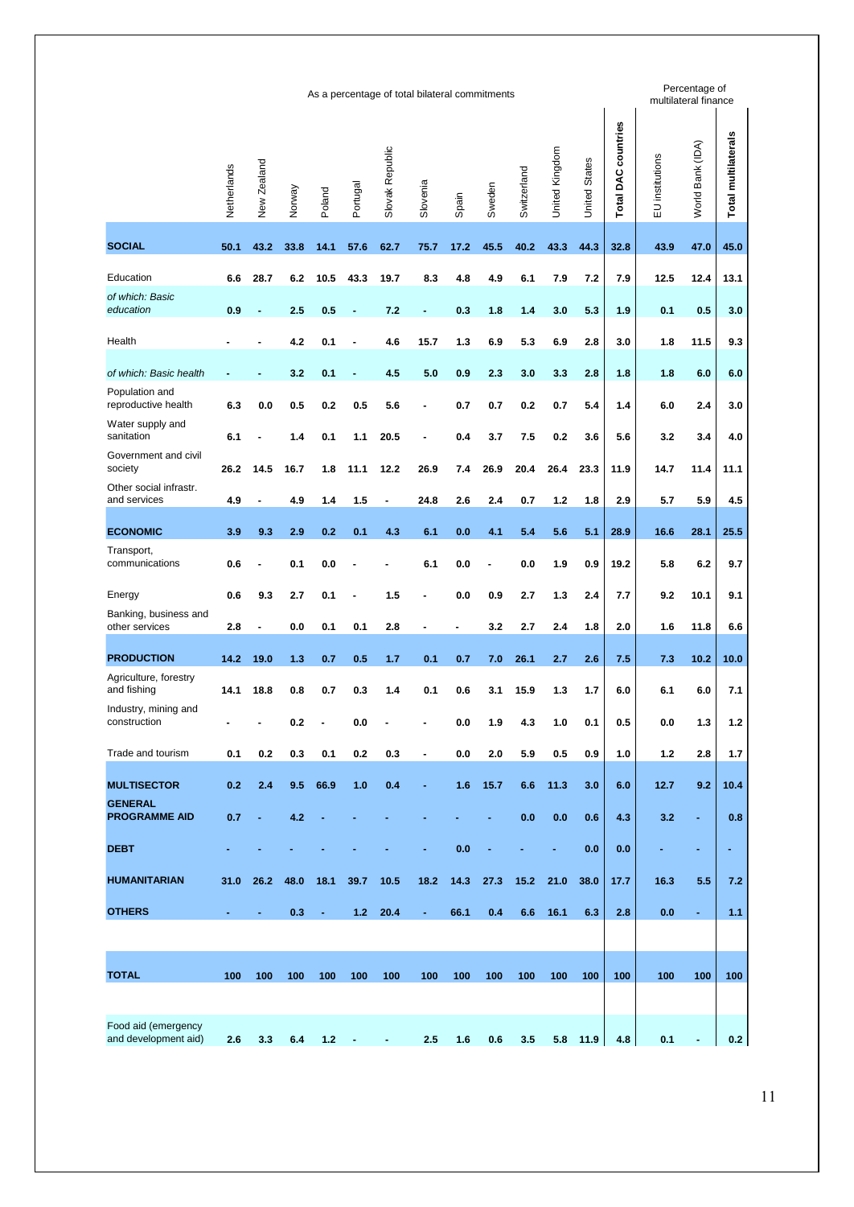| | As a percentage of total bilateral commitments | | | | | | | | | | | | | Percentage of multilateral finance | | |
|---|---|---|---|---|---|---|---|---|---|---|---|---|---|---|---|---|
| | Netherlands | New Zealand | Norway | Poland | Portugal | Slovak Republic | Slovenia | Spain | Sweden | Switzerland | United Kingdom | United States | **Total DAC countries** | EU institutions | World Bank (IDA) | **Total multilaterals** |
| **SOCIAL** | **50.1** | **43.2** | **33.8** | **14.1** | **57.6** | **62.7** | **75.7** | **17.2** | **45.5** | **40.2** | **43.3** | **44.3** | **32.8** | **43.9** | **47.0** | **45.0** |
| Education | 6.6 | 28.7 | 6.2 | 10.5 | 43.3 | 19.7 | 8.3 | 4.8 | 4.9 | 6.1 | 7.9 | 7.2 | 7.9 | 12.5 | 12.4 | 13.1 |
| *of which: Basic education* | 0.9 | - | 2.5 | 0.5 | - | 7.2 | - | 0.3 | 1.8 | 1.4 | 3.0 | 5.3 | 1.9 | 0.1 | 0.5 | 3.0 |
| Health | - | - | 4.2 | 0.1 | - | 4.6 | 15.7 | 1.3 | 6.9 | 5.3 | 6.9 | 2.8 | 3.0 | 1.8 | 11.5 | 9.3 |
| *of which: Basic health* | - | - | 3.2 | 0.1 | - | 4.5 | 5.0 | 0.9 | 2.3 | 3.0 | 3.3 | 2.8 | 1.8 | 1.8 | 6.0 | 6.0 |
| Population and reproductive health | 6.3 | 0.0 | 0.5 | 0.2 | 0.5 | 5.6 | - | 0.7 | 0.7 | 0.2 | 0.7 | 5.4 | 1.4 | 6.0 | 2.4 | 3.0 |
| Water supply and sanitation | 6.1 | - | 1.4 | 0.1 | 1.1 | 20.5 | - | 0.4 | 3.7 | 7.5 | 0.2 | 3.6 | 5.6 | 3.2 | 3.4 | 4.0 |
| Government and civil society | 26.2 | 14.5 | 16.7 | 1.8 | 11.1 | 12.2 | 26.9 | 7.4 | 26.9 | 20.4 | 26.4 | 23.3 | 11.9 | 14.7 | 11.4 | 11.1 |
| Other social infrastr. and services | 4.9 | - | 4.9 | 1.4 | 1.5 | - | 24.8 | 2.6 | 2.4 | 0.7 | 1.2 | 1.8 | 2.9 | 5.7 | 5.9 | 4.5 |
| **ECONOMIC** | **3.9** | **9.3** | **2.9** | **0.2** | **0.1** | **4.3** | **6.1** | **0.0** | **4.1** | **5.4** | **5.6** | **5.1** | **28.9** | **16.6** | **28.1** | **25.5** |
| Transport, communications | 0.6 | - | 0.1 | 0.0 | - | - | 6.1 | 0.0 | - | 0.0 | 1.9 | 0.9 | 19.2 | 5.8 | 6.2 | 9.7 |
| Energy | 0.6 | 9.3 | 2.7 | 0.1 | - | 1.5 | - | 0.0 | 0.9 | 2.7 | 1.3 | 2.4 | 7.7 | 9.2 | 10.1 | 9.1 |
| Banking, business and other services | 2.8 | - | 0.0 | 0.1 | 0.1 | 2.8 | - | - | 3.2 | 2.7 | 2.4 | 1.8 | 2.0 | 1.6 | 11.8 | 6.6 |
| **PRODUCTION** | **14.2** | **19.0** | **1.3** | **0.7** | **0.5** | **1.7** | **0.1** | **0.7** | **7.0** | **26.1** | **2.7** | **2.6** | **7.5** | **7.3** | **10.2** | **10.0** |
| Agriculture, forestry and fishing | 14.1 | 18.8 | 0.8 | 0.7 | 0.3 | 1.4 | 0.1 | 0.6 | 3.1 | 15.9 | 1.3 | 1.7 | 6.0 | 6.1 | 6.0 | 7.1 |
| Industry, mining and construction | - | - | 0.2 | - | 0.0 | - | - | 0.0 | 1.9 | 4.3 | 1.0 | 0.1 | 0.5 | 0.0 | 1.3 | 1.2 |
| Trade and tourism | 0.1 | 0.2 | 0.3 | 0.1 | 0.2 | 0.3 | - | 0.0 | 2.0 | 5.9 | 0.5 | 0.9 | 1.0 | 1.2 | 2.8 | 1.7 |
| **MULTISECTOR** | **0.2** | **2.4** | **9.5** | **66.9** | **1.0** | **0.4** | **-** | **1.6** | **15.7** | **6.6** | **11.3** | **3.0** | **6.0** | **12.7** | **9.2** | **10.4** |
| **GENERAL PROGRAMME AID** | **0.7** | **-** | **4.2** | **-** | **-** | **-** | **-** | **-** | **-** | **0.0** | **0.0** | **0.6** | **4.3** | **3.2** | **-** | **0.8** |
| **DEBT** | **-** | **-** | **-** | **-** | **-** | **-** | **-** | **0.0** | **-** | **-** | **-** | **0.0** | **0.0** | **-** | **-** | **-** |
| **HUMANITARIAN** | **31.0** | **26.2** | **48.0** | **18.1** | **39.7** | **10.5** | **18.2** | **14.3** | **27.3** | **15.2** | **21.0** | **38.0** | **17.7** | **16.3** | **5.5** | **7.2** |
| **OTHERS** | **-** | **-** | **0.3** | **-** | **1.2** | **20.4** | **-** | **66.1** | **0.4** | **6.6** | **16.1** | **6.3** | **2.8** | **0.0** | **-** | **1.1** |
| **TOTAL** | **100** | **100** | **100** | **100** | **100** | **100** | **100** | **100** | **100** | **100** | **100** | **100** | **100** | **100** | **100** | **100** |
| Food aid (emergency and development aid) | 2.6 | 3.3 | 6.4 | 1.2 | - | - | 2.5 | 1.6 | 0.6 | 3.5 | 5.8 | 11.9 | 4.8 | 0.1 | - | 0.2 |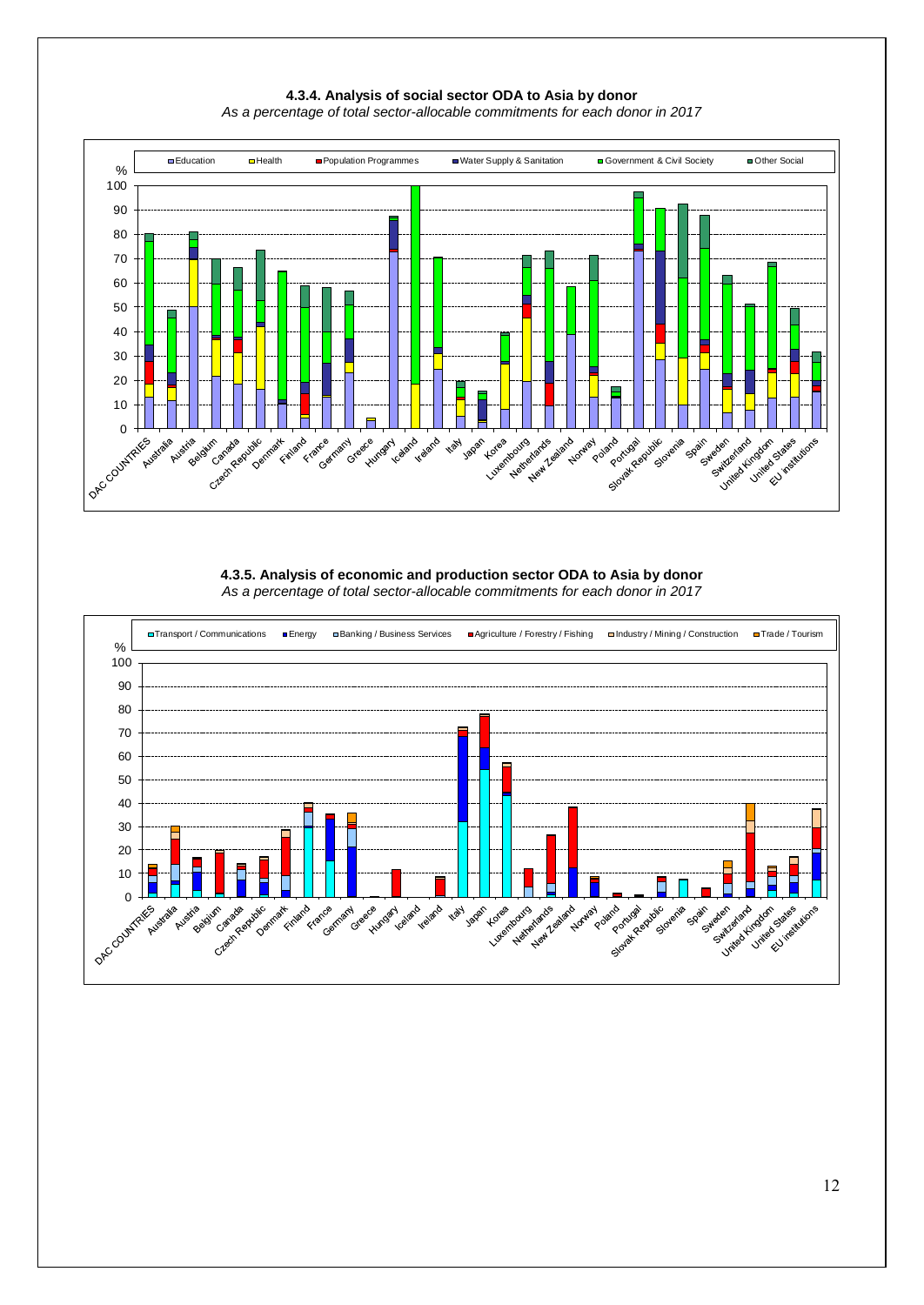**4.3.4. Analysis of social sector ODA to Asia by donor**

*As a percentage of total sector-allocable commitments for each donor in 2017*

**4.3.5. Analysis of economic and production sector ODA to Asia by donor**

*As a percentage of total sector-allocable commitments for each donor in 2017*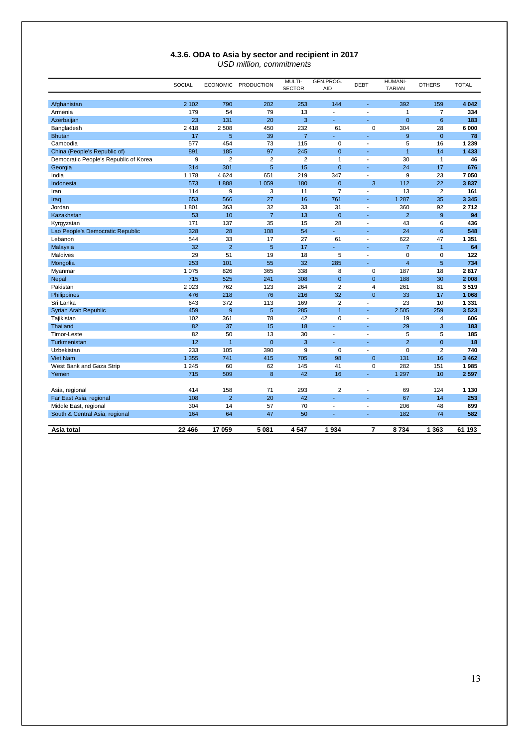### 4.3.6. ODA to Asia by sector and recipient in 2017

*USD million, commitments*

| | SOCIAL | ECONOMIC | PRODUCTION | MULTI-SECTOR | GEN.PROG. AID | DEBT | HUMANI-TARIAN | OTHERS | TOTAL |
|---|---|---|---|---|---|---|---|---|---|
| Afghanistan | 2 102 | 790 | 202 | 253 | 144 | - | 392 | 159 | **4 042** |
| Armenia | 179 | 54 | 79 | 13 | - | - | 1 | 7 | **334** |
| Azerbaijan | 23 | 131 | 20 | 3 | - | - | 0 | 6 | **183** |
| Bangladesh | 2 418 | 2 508 | 450 | 232 | 61 | 0 | 304 | 28 | **6 000** |
| Bhutan | 17 | 5 | 39 | 7 | - | - | 9 | 0 | **78** |
| Cambodia | 577 | 454 | 73 | 115 | 0 | - | 5 | 16 | **1 239** |
| China (People's Republic of) | 891 | 185 | 97 | 245 | 0 | - | 1 | 14 | **1 433** |
| Democratic People's Republic of Korea | 9 | 2 | 2 | 2 | 1 | - | 30 | 1 | **46** |
| Georgia | 314 | 301 | 5 | 15 | 0 | - | 24 | 17 | **676** |
| India | 1 178 | 4 624 | 651 | 219 | 347 | - | 9 | 23 | **7 050** |
| Indonesia | 573 | 1 888 | 1 059 | 180 | 0 | 3 | 112 | 22 | **3 837** |
| Iran | 114 | 9 | 3 | 11 | 7 | - | 13 | 2 | **161** |
| Iraq | 653 | 566 | 27 | 16 | 761 | - | 1 287 | 35 | **3 345** |
| Jordan | 1 801 | 363 | 32 | 33 | 31 | - | 360 | 92 | **2 712** |
| Kazakhstan | 53 | 10 | 7 | 13 | 0 | - | 2 | 9 | **94** |
| Kyrgyzstan | 171 | 137 | 35 | 15 | 28 | - | 43 | 6 | **436** |
| Lao People's Democratic Republic | 328 | 28 | 108 | 54 | - | - | 24 | 6 | **548** |
| Lebanon | 544 | 33 | 17 | 27 | 61 | - | 622 | 47 | **1 351** |
| Malaysia | 32 | 2 | 5 | 17 | - | - | 7 | 1 | **64** |
| Maldives | 29 | 51 | 19 | 18 | 5 | - | 0 | 0 | **122** |
| Mongolia | 253 | 101 | 55 | 32 | 285 | - | 4 | 5 | **734** |
| Myanmar | 1 075 | 826 | 365 | 338 | 8 | 0 | 187 | 18 | **2 817** |
| Nepal | 715 | 525 | 241 | 308 | 0 | 0 | 188 | 30 | **2 008** |
| Pakistan | 2 023 | 762 | 123 | 264 | 2 | 4 | 261 | 81 | **3 519** |
| Philippines | 476 | 218 | 76 | 216 | 32 | 0 | 33 | 17 | **1 068** |
| Sri Lanka | 643 | 372 | 113 | 169 | 2 | - | 23 | 10 | **1 331** |
| Syrian Arab Republic | 459 | 9 | 5 | 285 | 1 | - | 2 505 | 259 | **3 523** |
| Tajikistan | 102 | 361 | 78 | 42 | 0 | - | 19 | 4 | **606** |
| Thailand | 82 | 37 | 15 | 18 | - | - | 29 | 3 | **183** |
| Timor-Leste | 82 | 50 | 13 | 30 | - | - | 5 | 5 | **185** |
| Turkmenistan | 12 | 1 | 0 | 3 | - | - | 2 | 0 | **18** |
| Uzbekistan | 233 | 105 | 390 | 9 | 0 | - | 0 | 2 | **740** |
| Viet Nam | 1 355 | 741 | 415 | 705 | 98 | 0 | 131 | 16 | **3 462** |
| West Bank and Gaza Strip | 1 245 | 60 | 62 | 145 | 41 | 0 | 282 | 151 | **1 985** |
| Yemen | 715 | 509 | 8 | 42 | 16 | - | 1 297 | 10 | **2 597** |
| | | | | | | | | | |
| Asia, regional | 414 | 158 | 71 | 293 | 2 | - | 69 | 124 | **1 130** |
| Far East Asia, regional | 108 | 2 | 20 | 42 | - | - | 67 | 14 | **253** |
| Middle East, regional | 304 | 14 | 57 | 70 | - | - | 206 | 48 | **699** |
| South & Central Asia, regional | 164 | 64 | 47 | 50 | - | - | 182 | 74 | **582** |
| | | | | | | | | | |
| **Asia total** | **22 466** | **17 059** | **5 081** | **4 547** | **1 934** | **7** | **8 734** | **1 363** | **61 193** |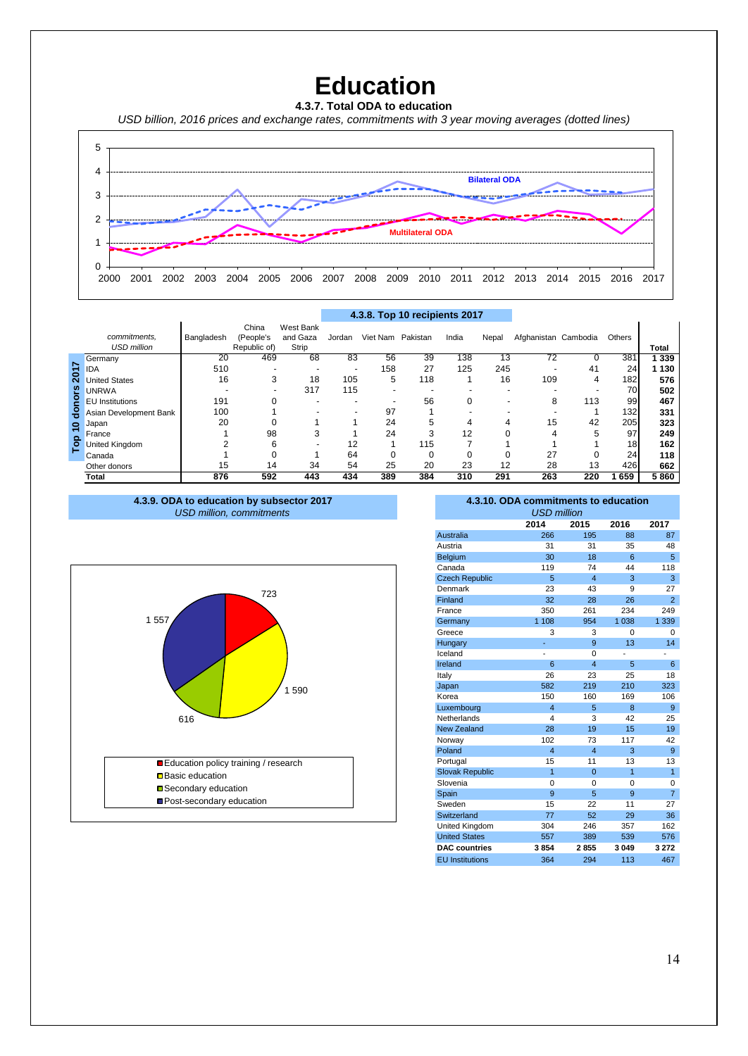# Education

**4.3.7. Total ODA to education**

*USD billion, 2016 prices and exchange rates, commitments with 3 year moving averages (dotted lines)*

**4.3.8. Top 10 recipients 2017**

| *commitments, USD million* | Bangladesh | China (People's Republic of) | West Bank and Gaza Strip | Jordan | Viet Nam | Pakistan | India | Nepal | Afghanistan | Cambodia | Others | Total |
|---|---|---|---|---|---|---|---|---|---|---|---|---|
| Germany | 20 | 469 | 68 | 83 | 56 | 39 | 138 | 13 | 72 | 0 | 381 | **1 339** |
| IDA | 510 | - | - | - | 158 | 27 | 125 | 245 | - | 41 | 24 | **1 130** |
| United States | 16 | 3 | 18 | 105 | 5 | 118 | 1 | 16 | 109 | 4 | 182 | **576** |
| UNRWA | - | - | 317 | 115 | - | - | - | - | - | - | 70 | **502** |
| EU Institutions | 191 | 0 | - | - | - | 56 | 0 | - | 8 | 113 | 99 | **467** |
| Asian Development Bank | 100 | 1 | - | - | 97 | 1 | - | - | - | 1 | 132 | **331** |
| Japan | 20 | 0 | 1 | 1 | 24 | 5 | 4 | 4 | 15 | 42 | 205 | **323** |
| France | 1 | 98 | 3 | 1 | 24 | 3 | 12 | 0 | 4 | 5 | 97 | **249** |
| United Kingdom | 2 | 6 | - | 12 | 1 | 115 | 7 | 1 | 1 | 1 | 18 | **162** |
| Canada | 1 | 0 | 1 | 64 | 0 | 0 | 0 | 0 | 27 | 0 | 24 | **118** |
| Other donors | 15 | 14 | 34 | 54 | 25 | 20 | 23 | 12 | 28 | 13 | 426 | **662** |
| **Total** | **876** | **592** | **443** | **434** | **389** | **384** | **310** | **291** | **263** | **220** | **1 659** | **5 860** |

*Top 10 donors 2017*

**4.3.9. ODA to education by subsector 2017**

*USD million, commitments*

| Subsector | USD million |
|---|---|
| Education policy training / research | 723 |
| Basic education | 1 590 |
| Secondary education | 616 |
| Post-secondary education | 1 557 |

**4.3.10. ODA commitments to education**

*USD million*

| | 2014 | 2015 | 2016 | 2017 |
|---|---|---|---|---|
| Australia | 266 | 195 | 88 | 87 |
| Austria | 31 | 31 | 35 | 48 |
| Belgium | 30 | 18 | 6 | 5 |
| Canada | 119 | 74 | 44 | 118 |
| Czech Republic | 5 | 4 | 3 | 3 |
| Denmark | 23 | 43 | 9 | 27 |
| Finland | 32 | 28 | 26 | 2 |
| France | 350 | 261 | 234 | 249 |
| Germany | 1 108 | 954 | 1 038 | 1 339 |
| Greece | 3 | 3 | 0 | 0 |
| Hungary | - | 9 | 13 | 14 |
| Iceland | - | 0 | - | - |
| Ireland | 6 | 4 | 5 | 6 |
| Italy | 26 | 23 | 25 | 18 |
| Japan | 582 | 219 | 210 | 323 |
| Korea | 150 | 160 | 169 | 106 |
| Luxembourg | 4 | 5 | 8 | 9 |
| Netherlands | 4 | 3 | 42 | 25 |
| New Zealand | 28 | 19 | 15 | 19 |
| Norway | 102 | 73 | 117 | 42 |
| Poland | 4 | 4 | 3 | 9 |
| Portugal | 15 | 11 | 13 | 13 |
| Slovak Republic | 1 | 0 | 1 | 1 |
| Slovenia | 0 | 0 | 0 | 0 |
| Spain | 9 | 5 | 9 | 7 |
| Sweden | 15 | 22 | 11 | 27 |
| Switzerland | 77 | 52 | 29 | 36 |
| United Kingdom | 304 | 246 | 357 | 162 |
| United States | 557 | 389 | 539 | 576 |
| **DAC countries** | **3 854** | **2 855** | **3 049** | **3 272** |
| EU Institutions | 364 | 294 | 113 | 467 |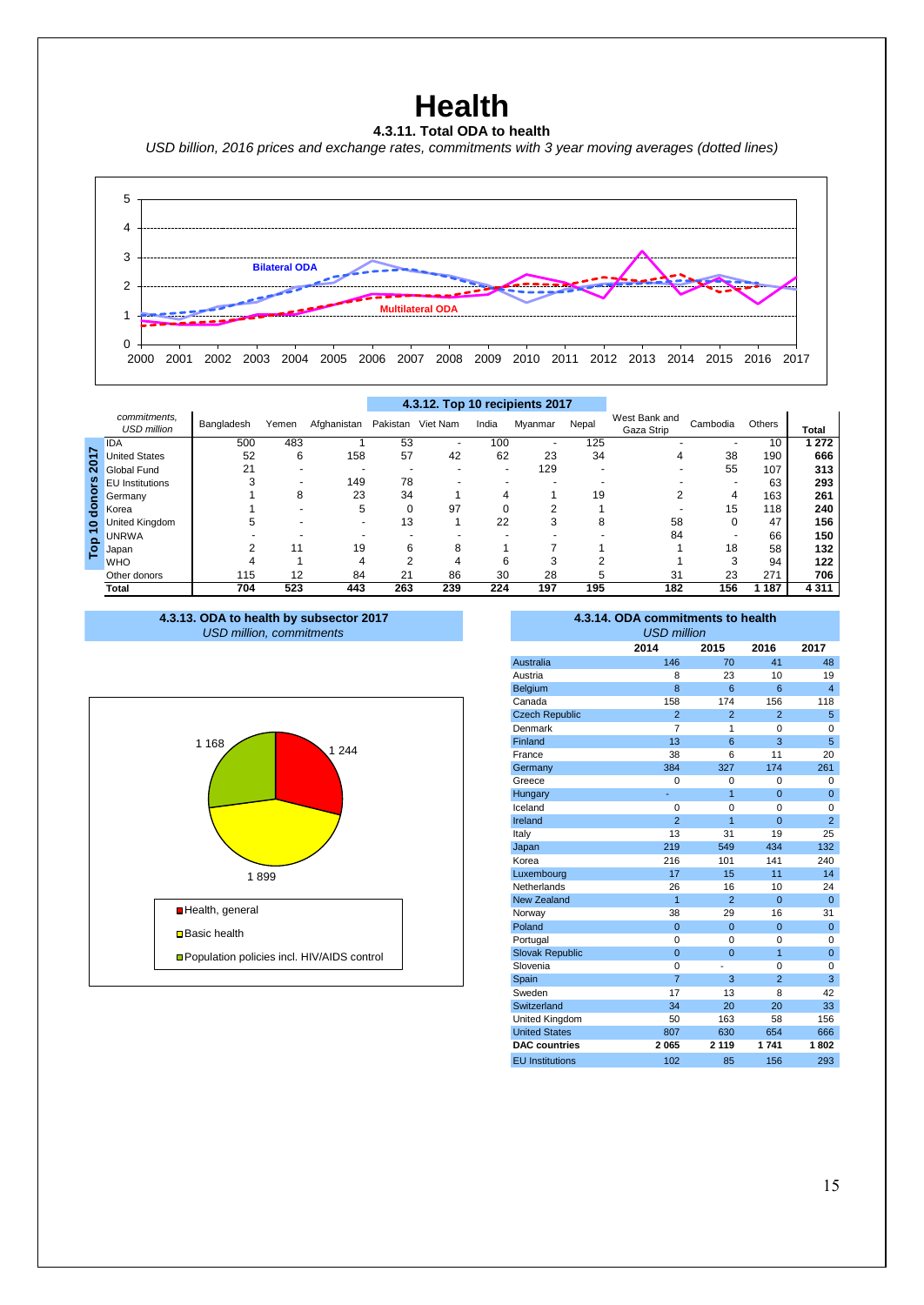# Health

### 4.3.11. Total ODA to health

*USD billion, 2016 prices and exchange rates, commitments with 3 year moving averages (dotted lines)*

Bilateral ODA

Multilateral ODA

### 4.3.12. Top 10 recipients 2017

| *commitments, USD million* | Bangladesh | Yemen | Afghanistan | Pakistan | Viet Nam | India | Myanmar | Nepal | West Bank and Gaza Strip | Cambodia | Others | Total |
|---|---|---|---|---|---|---|---|---|---|---|---|---|
| IDA | 500 | 483 | 1 | 53 | - | 100 | - | 125 | - | - | 10 | 1 272 |
| United States | 52 | 6 | 158 | 57 | 42 | 62 | 23 | 34 | 4 | 38 | 190 | 666 |
| Global Fund | 21 | - | - | - | - | - | 129 | - | - | 55 | 107 | 313 |
| EU Institutions | 3 | - | 149 | 78 | - | - | - | - | - | - | 63 | 293 |
| Germany | 1 | 8 | 23 | 34 | 1 | 4 | 1 | 19 | 2 | 4 | 163 | 261 |
| Korea | 1 | - | 5 | 0 | 97 | 0 | 2 | 1 | - | 15 | 118 | 240 |
| United Kingdom | 5 | - | - | 13 | 1 | 22 | 3 | 8 | 58 | 0 | 47 | 156 |
| UNRWA | - | - | - | - | - | - | - | - | 84 | - | 66 | 150 |
| Japan | 2 | 11 | 19 | 6 | 8 | 1 | 7 | 1 | 1 | 18 | 58 | 132 |
| WHO | 4 | 1 | 4 | 2 | 4 | 6 | 3 | 2 | 1 | 3 | 94 | 122 |
| Other donors | 115 | 12 | 84 | 21 | 86 | 30 | 28 | 5 | 31 | 23 | 271 | 706 |
| **Total** | **704** | **523** | **443** | **263** | **239** | **224** | **197** | **195** | **182** | **156** | **1 187** | **4 311** |

Rows IDA through WHO: Top 10 donors 2017

### 4.3.13. ODA to health by subsector 2017

*USD million, commitments*

- Health, general: 1 244
- Basic health: 1 899
- Population policies incl. HIV/AIDS control: 1 168

### 4.3.14. ODA commitments to health

*USD million*

| | 2014 | 2015 | 2016 | 2017 |
|---|---|---|---|---|
| Australia | 146 | 70 | 41 | 48 |
| Austria | 8 | 23 | 10 | 19 |
| Belgium | 8 | 6 | 6 | 4 |
| Canada | 158 | 174 | 156 | 118 |
| Czech Republic | 2 | 2 | 2 | 5 |
| Denmark | 7 | 1 | 0 | 0 |
| Finland | 13 | 6 | 3 | 5 |
| France | 38 | 6 | 11 | 20 |
| Germany | 384 | 327 | 174 | 261 |
| Greece | 0 | 0 | 0 | 0 |
| Hungary | - | 1 | 0 | 0 |
| Iceland | 0 | 0 | 0 | 0 |
| Ireland | 2 | 1 | 0 | 2 |
| Italy | 13 | 31 | 19 | 25 |
| Japan | 219 | 549 | 434 | 132 |
| Korea | 216 | 101 | 141 | 240 |
| Luxembourg | 17 | 15 | 11 | 14 |
| Netherlands | 26 | 16 | 10 | 24 |
| New Zealand | 1 | 2 | 0 | 0 |
| Norway | 38 | 29 | 16 | 31 |
| Poland | 0 | 0 | 0 | 0 |
| Portugal | 0 | 0 | 0 | 0 |
| Slovak Republic | 0 | 0 | 1 | 0 |
| Slovenia | 0 | - | 0 | 0 |
| Spain | 7 | 3 | 2 | 3 |
| Sweden | 17 | 13 | 8 | 42 |
| Switzerland | 34 | 20 | 20 | 33 |
| United Kingdom | 50 | 163 | 58 | 156 |
| United States | 807 | 630 | 654 | 666 |
| **DAC countries** | **2 065** | **2 119** | **1 741** | **1 802** |
| EU Institutions | 102 | 85 | 156 | 293 |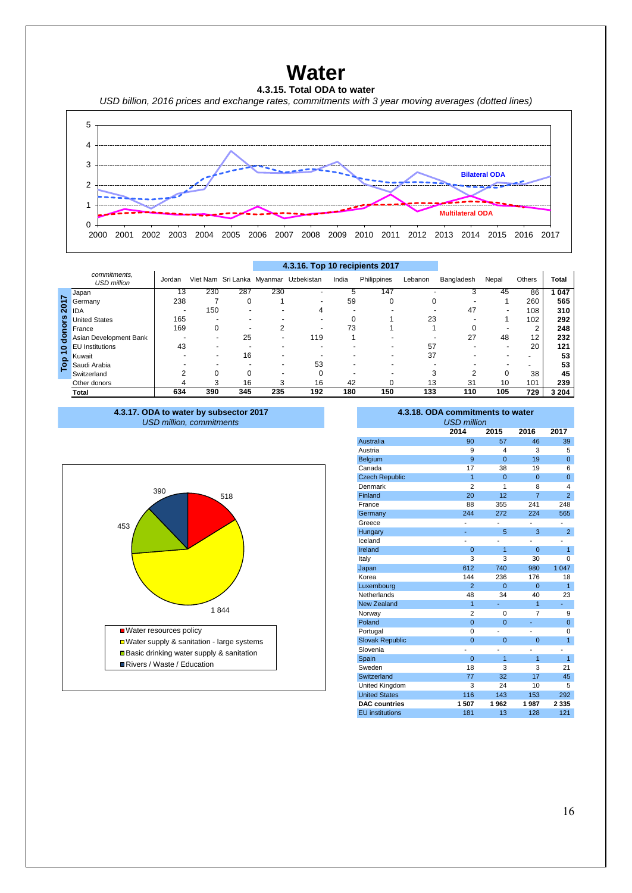# Water

### 4.3.15. Total ODA to water

*USD billion, 2016 prices and exchange rates, commitments with 3 year moving averages (dotted lines)*

5
4
3
2
1
0
2000 2001 2002 2003 2004 2005 2006 2007 2008 2009 2010 2011 2012 2013 2014 2015 2016 2017

Bilateral ODA

Multilateral ODA

### 4.3.16. Top 10 recipients 2017

| | *commitments, USD million* | Jordan | Viet Nam | Sri Lanka | Myanmar | Uzbekistan | India | Philippines | Lebanon | Bangladesh | Nepal | Others | Total |
|---|---|---|---|---|---|---|---|---|---|---|---|---|---|
| Top 10 donors 2017 | Japan | 13 | 230 | 287 | 230 | - | 5 | 147 | - | 3 | 45 | 86 | **1 047** |
| | Germany | 238 | 7 | 0 | 1 | - | 59 | 0 | 0 | - | 1 | 260 | **565** |
| | IDA | - | 150 | - | - | 4 | - | - | - | 47 | - | 108 | **310** |
| | United States | 165 | - | - | - | - | 0 | 1 | 23 | - | 1 | 102 | **292** |
| | France | 169 | 0 | - | 2 | - | 73 | 1 | 1 | 0 | - | 2 | **248** |
| | Asian Development Bank | - | - | 25 | - | 119 | 1 | - | - | 27 | 48 | 12 | **232** |
| | EU Institutions | 43 | - | - | - | - | - | - | 57 | - | - | 20 | **121** |
| | Kuwait | - | - | 16 | - | - | - | - | 37 | - | - | - | **53** |
| | Saudi Arabia | - | - | - | - | 53 | - | - | - | - | - | - | **53** |
| | Switzerland | 2 | 0 | 0 | - | 0 | - | - | 3 | 2 | 0 | 38 | **45** |
| | Other donors | 4 | 3 | 16 | 3 | 16 | 42 | 0 | 13 | 31 | 10 | 101 | **239** |
| | **Total** | **634** | **390** | **345** | **235** | **192** | **180** | **150** | **133** | **110** | **105** | **729** | **3 204** |

### 4.3.17. ODA to water by subsector 2017

*USD million, commitments*

390
518
453
1 844

- Water resources policy
- Water supply & sanitation - large systems
- Basic drinking water supply & sanitation
- Rivers / Waste / Education

### 4.3.18. ODA commitments to water

*USD million*

| | 2014 | 2015 | 2016 | 2017 |
|---|---|---|---|---|
| Australia | 90 | 57 | 46 | 39 |
| Austria | 9 | 4 | 3 | 5 |
| Belgium | 9 | 0 | 19 | 0 |
| Canada | 17 | 38 | 19 | 6 |
| Czech Republic | 1 | 0 | 0 | 0 |
| Denmark | 2 | 1 | 8 | 4 |
| Finland | 20 | 12 | 7 | 2 |
| France | 88 | 355 | 241 | 248 |
| Germany | 244 | 272 | 224 | 565 |
| Greece | - | - | - | - |
| Hungary | - | 5 | 3 | 2 |
| Iceland | - | - | - | - |
| Ireland | 0 | 1 | 0 | 1 |
| Italy | 3 | 3 | 30 | 0 |
| Japan | 612 | 740 | 980 | 1 047 |
| Korea | 144 | 236 | 176 | 18 |
| Luxembourg | 2 | 0 | 0 | 1 |
| Netherlands | 48 | 34 | 40 | 23 |
| New Zealand | 1 | - | 1 | - |
| Norway | 2 | 0 | 7 | 9 |
| Poland | 0 | 0 | - | 0 |
| Portugal | 0 | - | - | 0 |
| Slovak Republic | 0 | 0 | 0 | 1 |
| Slovenia | - | - | - | - |
| Spain | 0 | 1 | 1 | 1 |
| Sweden | 18 | 3 | 3 | 21 |
| Switzerland | 77 | 32 | 17 | 45 |
| United Kingdom | 3 | 24 | 10 | 5 |
| United States | 116 | 143 | 153 | 292 |
| **DAC countries** | **1 507** | **1 962** | **1 987** | **2 335** |
| EU institutions | 181 | 13 | 128 | 121 |